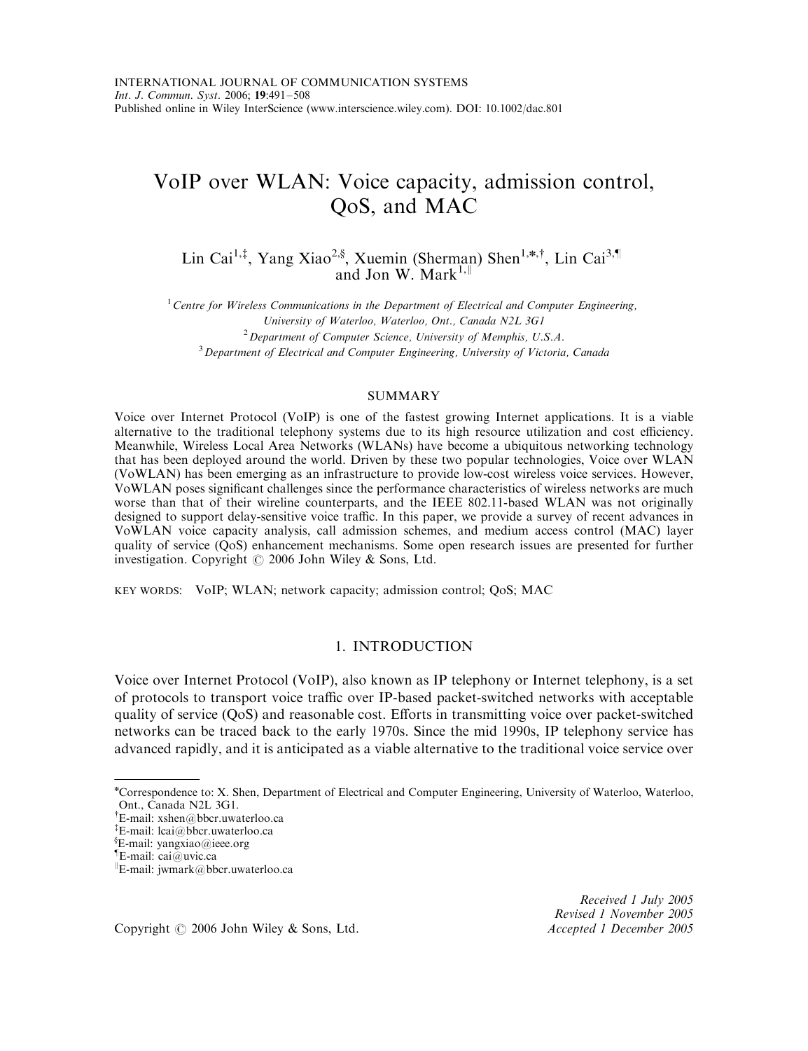INTERNATIONAL JOURNAL OF COMMUNICATION SYSTEMS
*Int. J. Commun. Syst.* 2006; **19**:491–508
Published online in Wiley InterScience (www.interscience.wiley.com). DOI: 10.1002/dac.801

# VoIP over WLAN: Voice capacity, admission control, QoS, and MAC

Lin Cai[1,‡], Yang Xiao[2,§], Xuemin (Sherman) Shen[1,*,†], Lin Cai[3,¶] and Jon W. Mark[1,||]

[1] *Centre for Wireless Communications in the Department of Electrical and Computer Engineering, University of Waterloo, Waterloo, Ont., Canada N2L 3G1*
[2] *Department of Computer Science, University of Memphis, U.S.A.*
[3] *Department of Electrical and Computer Engineering, University of Victoria, Canada*

## SUMMARY

Voice over Internet Protocol (VoIP) is one of the fastest growing Internet applications. It is a viable alternative to the traditional telephony systems due to its high resource utilization and cost efficiency. Meanwhile, Wireless Local Area Networks (WLANs) have become a ubiquitous networking technology that has been deployed around the world. Driven by these two popular technologies, Voice over WLAN (VoWLAN) has been emerging as an infrastructure to provide low-cost wireless voice services. However, VoWLAN poses significant challenges since the performance characteristics of wireless networks are much worse than that of their wireline counterparts, and the IEEE 802.11-based WLAN was not originally designed to support delay-sensitive voice traffic. In this paper, we provide a survey of recent advances in VoWLAN voice capacity analysis, call admission schemes, and medium access control (MAC) layer quality of service (QoS) enhancement mechanisms. Some open research issues are presented for further investigation. Copyright © 2006 John Wiley & Sons, Ltd.

KEY WORDS: VoIP; WLAN; network capacity; admission control; QoS; MAC

## 1. INTRODUCTION

Voice over Internet Protocol (VoIP), also known as IP telephony or Internet telephony, is a set of protocols to transport voice traffic over IP-based packet-switched networks with acceptable quality of service (QoS) and reasonable cost. Efforts in transmitting voice over packet-switched networks can be traced back to the early 1970s. Since the mid 1990s, IP telephony service has advanced rapidly, and it is anticipated as a viable alternative to the traditional voice service over

---

*Correspondence to: X. Shen, Department of Electrical and Computer Engineering, University of Waterloo, Waterloo, Ont., Canada N2L 3G1.
†E-mail: xshen@bbcr.uwaterloo.ca
‡E-mail: lcai@bbcr.uwaterloo.ca
§E-mail: yangxiao@ieee.org
¶E-mail: cai@uvic.ca
||E-mail: jwmark@bbcr.uwaterloo.ca

Copyright © 2006 John Wiley & Sons, Ltd.

*Received 1 July 2005*
*Revised 1 November 2005*
*Accepted 1 December 2005*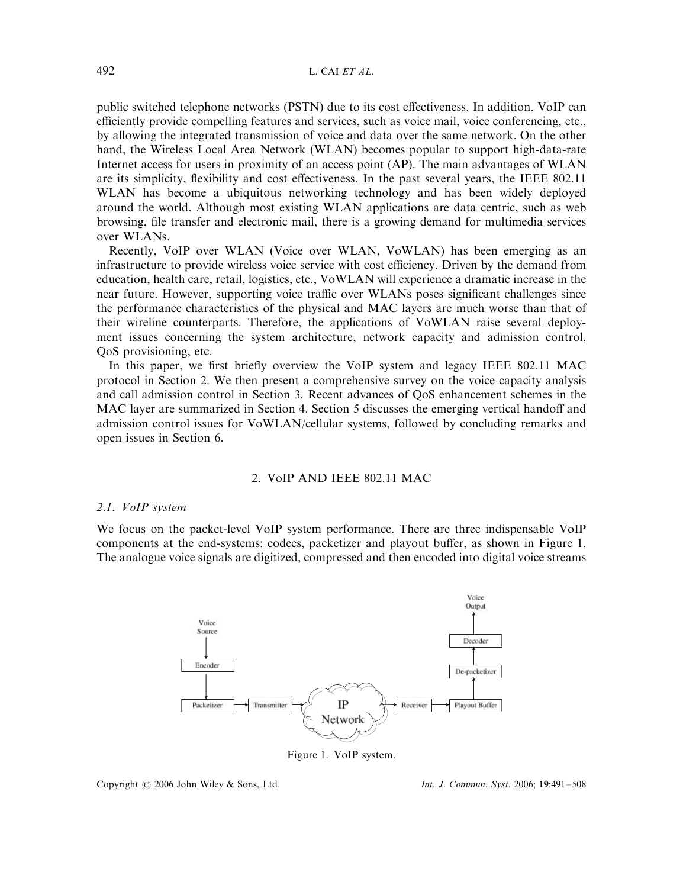public switched telephone networks (PSTN) due to its cost effectiveness. In addition, VoIP can efficiently provide compelling features and services, such as voice mail, voice conferencing, etc., by allowing the integrated transmission of voice and data over the same network. On the other hand, the Wireless Local Area Network (WLAN) becomes popular to support high-data-rate Internet access for users in proximity of an access point (AP). The main advantages of WLAN are its simplicity, flexibility and cost effectiveness. In the past several years, the IEEE 802.11 WLAN has become a ubiquitous networking technology and has been widely deployed around the world. Although most existing WLAN applications are data centric, such as web browsing, file transfer and electronic mail, there is a growing demand for multimedia services over WLANs.

Recently, VoIP over WLAN (Voice over WLAN, VoWLAN) has been emerging as an infrastructure to provide wireless voice service with cost efficiency. Driven by the demand from education, health care, retail, logistics, etc., VoWLAN will experience a dramatic increase in the near future. However, supporting voice traffic over WLANs poses significant challenges since the performance characteristics of the physical and MAC layers are much worse than that of their wireline counterparts. Therefore, the applications of VoWLAN raise several deployment issues concerning the system architecture, network capacity and admission control, QoS provisioning, etc.

In this paper, we first briefly overview the VoIP system and legacy IEEE 802.11 MAC protocol in Section 2. We then present a comprehensive survey on the voice capacity analysis and call admission control in Section 3. Recent advances of QoS enhancement schemes in the MAC layer are summarized in Section 4. Section 5 discusses the emerging vertical handoff and admission control issues for VoWLAN/cellular systems, followed by concluding remarks and open issues in Section 6.

## 2. VoIP AND IEEE 802.11 MAC

### 2.1. *VoIP system*

We focus on the packet-level VoIP system performance. There are three indispensable VoIP components at the end-systems: codecs, packetizer and playout buffer, as shown in Figure 1. The analogue voice signals are digitized, compressed and then encoded into digital voice streams

Figure 1. VoIP system.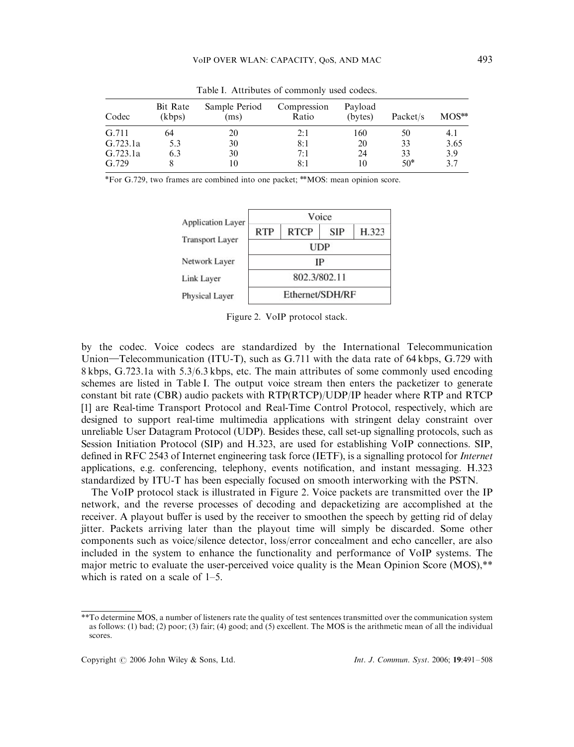Table I. Attributes of commonly used codecs.

| Codec | Bit Rate (kbps) | Sample Period (ms) | Compression Ratio | Payload (bytes) | Packet/s | MOS** |
|---|---|---|---|---|---|---|
| G.711 | 64 | 20 | 2:1 | 160 | 50 | 4.1 |
| G.723.1a | 5.3 | 30 | 8:1 | 20 | 33 | 3.65 |
| G.723.1a | 6.3 | 30 | 7:1 | 24 | 33 | 3.9 |
| G.729 | 8 | 10 | 8:1 | 10 | 50* | 3.7 |

*For G.729, two frames are combined into one packet; **MOS: mean opinion score.

| Layer | | | | |
|---|---|---|---|---|
| Application Layer | Voice | | | |
| Transport Layer | RTP | RTCP | SIP | H.323 |
| | UDP | | | |
| Network Layer | IP | | | |
| Link Layer | 802.3/802.11 | | | |
| Physical Layer | Ethernet/SDH/RF | | | |

Figure 2. VoIP protocol stack.

by the codec. Voice codecs are standardized by the International Telecommunication Union—Telecommunication (ITU-T), such as G.711 with the data rate of 64 kbps, G.729 with 8 kbps, G.723.1a with 5.3/6.3 kbps, etc. The main attributes of some commonly used encoding schemes are listed in Table I. The output voice stream then enters the packetizer to generate constant bit rate (CBR) audio packets with RTP(RTCP)/UDP/IP header where RTP and RTCP [1] are Real-time Transport Protocol and Real-Time Control Protocol, respectively, which are designed to support real-time multimedia applications with stringent delay constraint over unreliable User Datagram Protocol (UDP). Besides these, call set-up signalling protocols, such as Session Initiation Protocol (SIP) and H.323, are used for establishing VoIP connections. SIP, defined in RFC 2543 of Internet engineering task force (IETF), is a signalling protocol for *Internet* applications, e.g. conferencing, telephony, events notification, and instant messaging. H.323 standardized by ITU-T has been especially focused on smooth interworking with the PSTN.

The VoIP protocol stack is illustrated in Figure 2. Voice packets are transmitted over the IP network, and the reverse processes of decoding and depacketizing are accomplished at the receiver. A playout buffer is used by the receiver to smoothen the speech by getting rid of delay jitter. Packets arriving later than the playout time will simply be discarded. Some other components such as voice/silence detector, loss/error concealment and echo canceller, are also included in the system to enhance the functionality and performance of VoIP systems. The major metric to evaluate the user-perceived voice quality is the Mean Opinion Score (MOS),** which is rated on a scale of 1–5.

**To determine MOS, a number of listeners rate the quality of test sentences transmitted over the communication system as follows: (1) bad; (2) poor; (3) fair; (4) good; and (5) excellent. The MOS is the arithmetic mean of all the individual scores.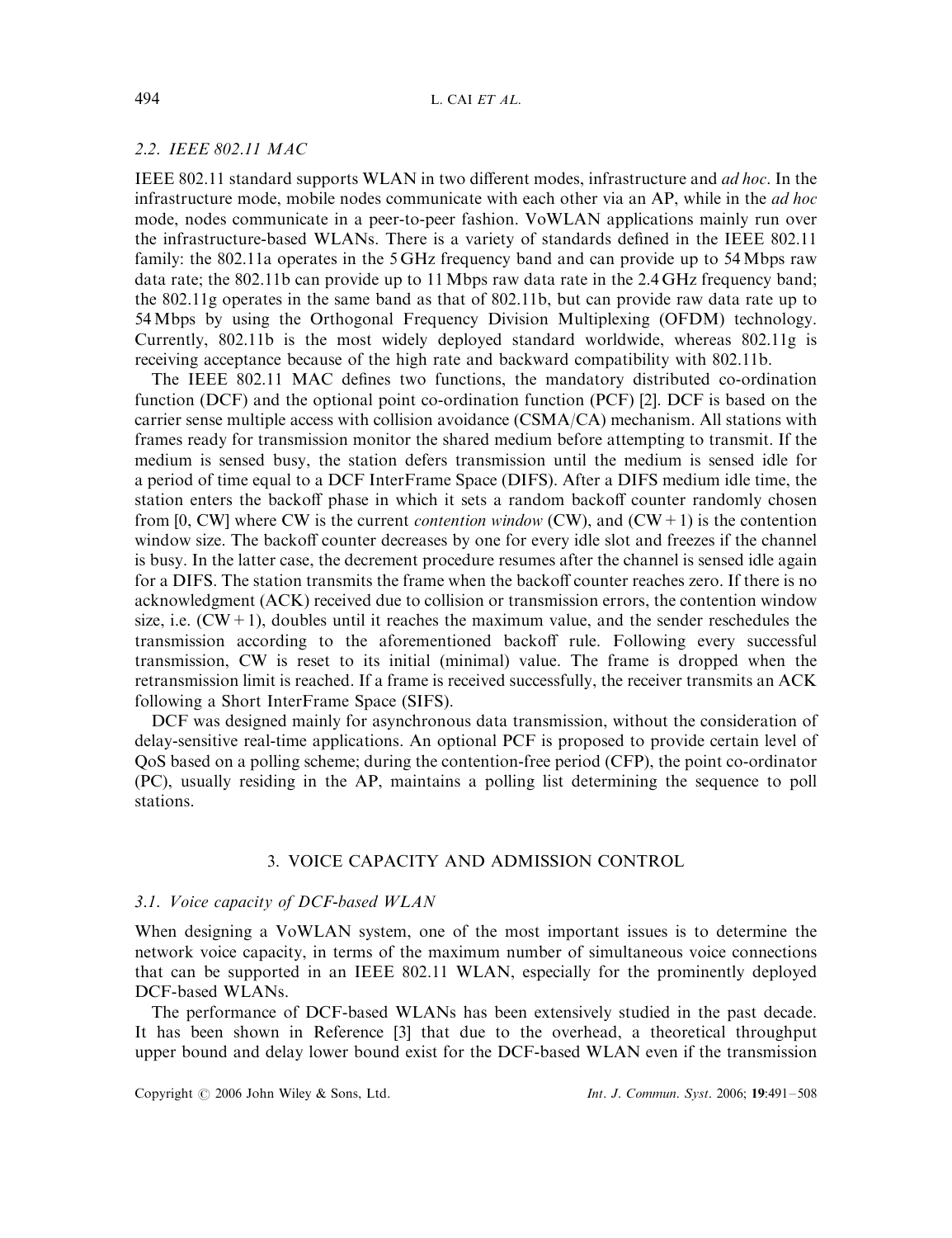### 2.2. IEEE 802.11 MAC

IEEE 802.11 standard supports WLAN in two different modes, infrastructure and *ad hoc*. In the infrastructure mode, mobile nodes communicate with each other via an AP, while in the *ad hoc* mode, nodes communicate in a peer-to-peer fashion. VoWLAN applications mainly run over the infrastructure-based WLANs. There is a variety of standards defined in the IEEE 802.11 family: the 802.11a operates in the 5 GHz frequency band and can provide up to 54 Mbps raw data rate; the 802.11b can provide up to 11 Mbps raw data rate in the 2.4 GHz frequency band; the 802.11g operates in the same band as that of 802.11b, but can provide raw data rate up to 54 Mbps by using the Orthogonal Frequency Division Multiplexing (OFDM) technology. Currently, 802.11b is the most widely deployed standard worldwide, whereas 802.11g is receiving acceptance because of the high rate and backward compatibility with 802.11b.

The IEEE 802.11 MAC defines two functions, the mandatory distributed co-ordination function (DCF) and the optional point co-ordination function (PCF) [2]. DCF is based on the carrier sense multiple access with collision avoidance (CSMA/CA) mechanism. All stations with frames ready for transmission monitor the shared medium before attempting to transmit. If the medium is sensed busy, the station defers transmission until the medium is sensed idle for a period of time equal to a DCF InterFrame Space (DIFS). After a DIFS medium idle time, the station enters the backoff phase in which it sets a random backoff counter randomly chosen from [0, CW] where CW is the current *contention window* (CW), and (CW + 1) is the contention window size. The backoff counter decreases by one for every idle slot and freezes if the channel is busy. In the latter case, the decrement procedure resumes after the channel is sensed idle again for a DIFS. The station transmits the frame when the backoff counter reaches zero. If there is no acknowledgment (ACK) received due to collision or transmission errors, the contention window size, i.e. (CW + 1), doubles until it reaches the maximum value, and the sender reschedules the transmission according to the aforementioned backoff rule. Following every successful transmission, CW is reset to its initial (minimal) value. The frame is dropped when the retransmission limit is reached. If a frame is received successfully, the receiver transmits an ACK following a Short InterFrame Space (SIFS).

DCF was designed mainly for asynchronous data transmission, without the consideration of delay-sensitive real-time applications. An optional PCF is proposed to provide certain level of QoS based on a polling scheme; during the contention-free period (CFP), the point co-ordinator (PC), usually residing in the AP, maintains a polling list determining the sequence to poll stations.

## 3. VOICE CAPACITY AND ADMISSION CONTROL

### 3.1. Voice capacity of DCF-based WLAN

When designing a VoWLAN system, one of the most important issues is to determine the network voice capacity, in terms of the maximum number of simultaneous voice connections that can be supported in an IEEE 802.11 WLAN, especially for the prominently deployed DCF-based WLANs.

The performance of DCF-based WLANs has been extensively studied in the past decade. It has been shown in Reference [3] that due to the overhead, a theoretical throughput upper bound and delay lower bound exist for the DCF-based WLAN even if the transmission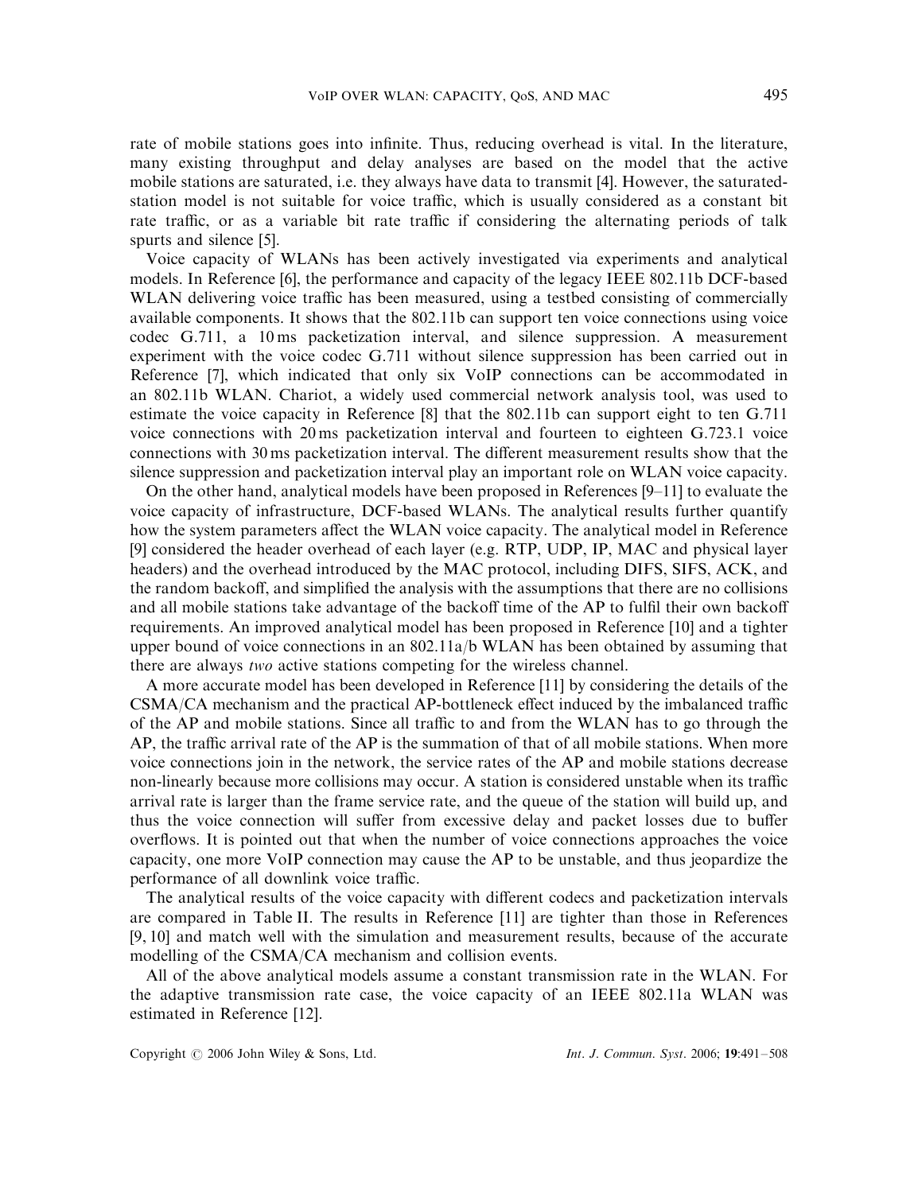rate of mobile stations goes into infinite. Thus, reducing overhead is vital. In the literature, many existing throughput and delay analyses are based on the model that the active mobile stations are saturated, i.e. they always have data to transmit [4]. However, the saturated-station model is not suitable for voice traffic, which is usually considered as a constant bit rate traffic, or as a variable bit rate traffic if considering the alternating periods of talk spurts and silence [5].

Voice capacity of WLANs has been actively investigated via experiments and analytical models. In Reference [6], the performance and capacity of the legacy IEEE 802.11b DCF-based WLAN delivering voice traffic has been measured, using a testbed consisting of commercially available components. It shows that the 802.11b can support ten voice connections using voice codec G.711, a 10 ms packetization interval, and silence suppression. A measurement experiment with the voice codec G.711 without silence suppression has been carried out in Reference [7], which indicated that only six VoIP connections can be accommodated in an 802.11b WLAN. Chariot, a widely used commercial network analysis tool, was used to estimate the voice capacity in Reference [8] that the 802.11b can support eight to ten G.711 voice connections with 20 ms packetization interval and fourteen to eighteen G.723.1 voice connections with 30 ms packetization interval. The different measurement results show that the silence suppression and packetization interval play an important role on WLAN voice capacity.

On the other hand, analytical models have been proposed in References [9–11] to evaluate the voice capacity of infrastructure, DCF-based WLANs. The analytical results further quantify how the system parameters affect the WLAN voice capacity. The analytical model in Reference [9] considered the header overhead of each layer (e.g. RTP, UDP, IP, MAC and physical layer headers) and the overhead introduced by the MAC protocol, including DIFS, SIFS, ACK, and the random backoff, and simplified the analysis with the assumptions that there are no collisions and all mobile stations take advantage of the backoff time of the AP to fulfil their own backoff requirements. An improved analytical model has been proposed in Reference [10] and a tighter upper bound of voice connections in an 802.11a/b WLAN has been obtained by assuming that there are always *two* active stations competing for the wireless channel.

A more accurate model has been developed in Reference [11] by considering the details of the CSMA/CA mechanism and the practical AP-bottleneck effect induced by the imbalanced traffic of the AP and mobile stations. Since all traffic to and from the WLAN has to go through the AP, the traffic arrival rate of the AP is the summation of that of all mobile stations. When more voice connections join in the network, the service rates of the AP and mobile stations decrease non-linearly because more collisions may occur. A station is considered unstable when its traffic arrival rate is larger than the frame service rate, and the queue of the station will build up, and thus the voice connection will suffer from excessive delay and packet losses due to buffer overflows. It is pointed out that when the number of voice connections approaches the voice capacity, one more VoIP connection may cause the AP to be unstable, and thus jeopardize the performance of all downlink voice traffic.

The analytical results of the voice capacity with different codecs and packetization intervals are compared in Table II. The results in Reference [11] are tighter than those in References [9, 10] and match well with the simulation and measurement results, because of the accurate modelling of the CSMA/CA mechanism and collision events.

All of the above analytical models assume a constant transmission rate in the WLAN. For the adaptive transmission rate case, the voice capacity of an IEEE 802.11a WLAN was estimated in Reference [12].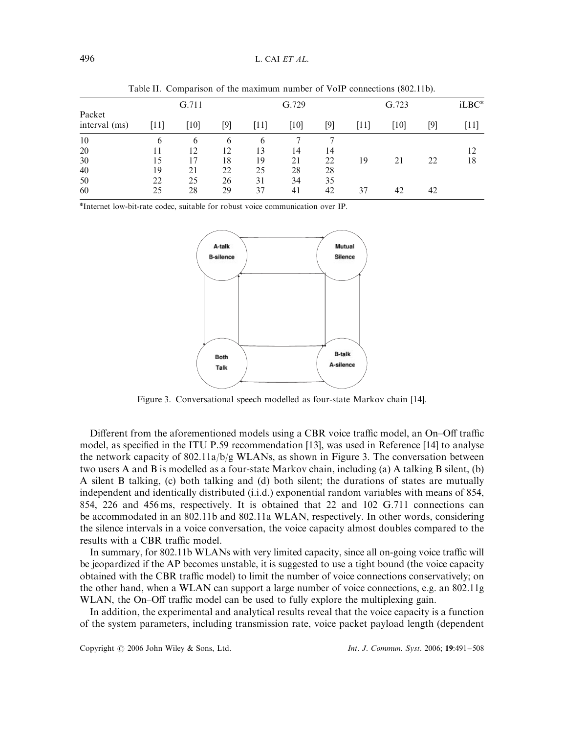Table II. Comparison of the maximum number of VoIP connections (802.11b).

| Packet interval (ms) | G.711 | | | G.729 | | | G.723 | | | iLBC* |
|---|---|---|---|---|---|---|---|---|---|---|
| | [11] | [10] | [9] | [11] | [10] | [9] | [11] | [10] | [9] | [11] |
| 10 | 6 | 6 | 6 | 6 | 7 | 7 | | | | |
| 20 | 11 | 12 | 12 | 13 | 14 | 14 | | | | 12 |
| 30 | 15 | 17 | 18 | 19 | 21 | 22 | 19 | 21 | 22 | 18 |
| 40 | 19 | 21 | 22 | 25 | 28 | 28 | | | | |
| 50 | 22 | 25 | 26 | 31 | 34 | 35 | | | | |
| 60 | 25 | 28 | 29 | 37 | 41 | 42 | 37 | 42 | 42 | |

*Internet low-bit-rate codec, suitable for robust voice communication over IP.

Figure 3. Conversational speech modelled as four-state Markov chain [14].

Different from the aforementioned models using a CBR voice traffic model, an On–Off traffic model, as specified in the ITU P.59 recommendation [13], was used in Reference [14] to analyse the network capacity of 802.11a/b/g WLANs, as shown in Figure 3. The conversation between two users A and B is modelled as a four-state Markov chain, including (a) A talking B silent, (b) A silent B talking, (c) both talking and (d) both silent; the durations of states are mutually independent and identically distributed (i.i.d.) exponential random variables with means of 854, 854, 226 and 456 ms, respectively. It is obtained that 22 and 102 G.711 connections can be accommodated in an 802.11b and 802.11a WLAN, respectively. In other words, considering the silence intervals in a voice conversation, the voice capacity almost doubles compared to the results with a CBR traffic model.

In summary, for 802.11b WLANs with very limited capacity, since all on-going voice traffic will be jeopardized if the AP becomes unstable, it is suggested to use a tight bound (the voice capacity obtained with the CBR traffic model) to limit the number of voice connections conservatively; on the other hand, when a WLAN can support a large number of voice connections, e.g. an 802.11g WLAN, the On–Off traffic model can be used to fully explore the multiplexing gain.

In addition, the experimental and analytical results reveal that the voice capacity is a function of the system parameters, including transmission rate, voice packet payload length (dependent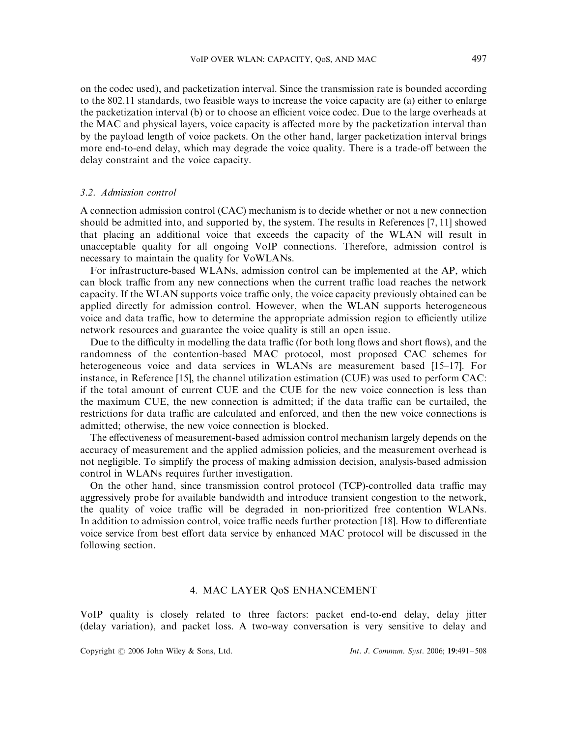on the codec used), and packetization interval. Since the transmission rate is bounded according to the 802.11 standards, two feasible ways to increase the voice capacity are (a) either to enlarge the packetization interval (b) or to choose an efficient voice codec. Due to the large overheads at the MAC and physical layers, voice capacity is affected more by the packetization interval than by the payload length of voice packets. On the other hand, larger packetization interval brings more end-to-end delay, which may degrade the voice quality. There is a trade-off between the delay constraint and the voice capacity.

### *3.2. Admission control*

A connection admission control (CAC) mechanism is to decide whether or not a new connection should be admitted into, and supported by, the system. The results in References [7, 11] showed that placing an additional voice that exceeds the capacity of the WLAN will result in unacceptable quality for all ongoing VoIP connections. Therefore, admission control is necessary to maintain the quality for VoWLANs.

For infrastructure-based WLANs, admission control can be implemented at the AP, which can block traffic from any new connections when the current traffic load reaches the network capacity. If the WLAN supports voice traffic only, the voice capacity previously obtained can be applied directly for admission control. However, when the WLAN supports heterogeneous voice and data traffic, how to determine the appropriate admission region to efficiently utilize network resources and guarantee the voice quality is still an open issue.

Due to the difficulty in modelling the data traffic (for both long flows and short flows), and the randomness of the contention-based MAC protocol, most proposed CAC schemes for heterogeneous voice and data services in WLANs are measurement based [15–17]. For instance, in Reference [15], the channel utilization estimation (CUE) was used to perform CAC: if the total amount of current CUE and the CUE for the new voice connection is less than the maximum CUE, the new connection is admitted; if the data traffic can be curtailed, the restrictions for data traffic are calculated and enforced, and then the new voice connections is admitted; otherwise, the new voice connection is blocked.

The effectiveness of measurement-based admission control mechanism largely depends on the accuracy of measurement and the applied admission policies, and the measurement overhead is not negligible. To simplify the process of making admission decision, analysis-based admission control in WLANs requires further investigation.

On the other hand, since transmission control protocol (TCP)-controlled data traffic may aggressively probe for available bandwidth and introduce transient congestion to the network, the quality of voice traffic will be degraded in non-prioritized free contention WLANs. In addition to admission control, voice traffic needs further protection [18]. How to differentiate voice service from best effort data service by enhanced MAC protocol will be discussed in the following section.

## 4. MAC LAYER QoS ENHANCEMENT

VoIP quality is closely related to three factors: packet end-to-end delay, delay jitter (delay variation), and packet loss. A two-way conversation is very sensitive to delay and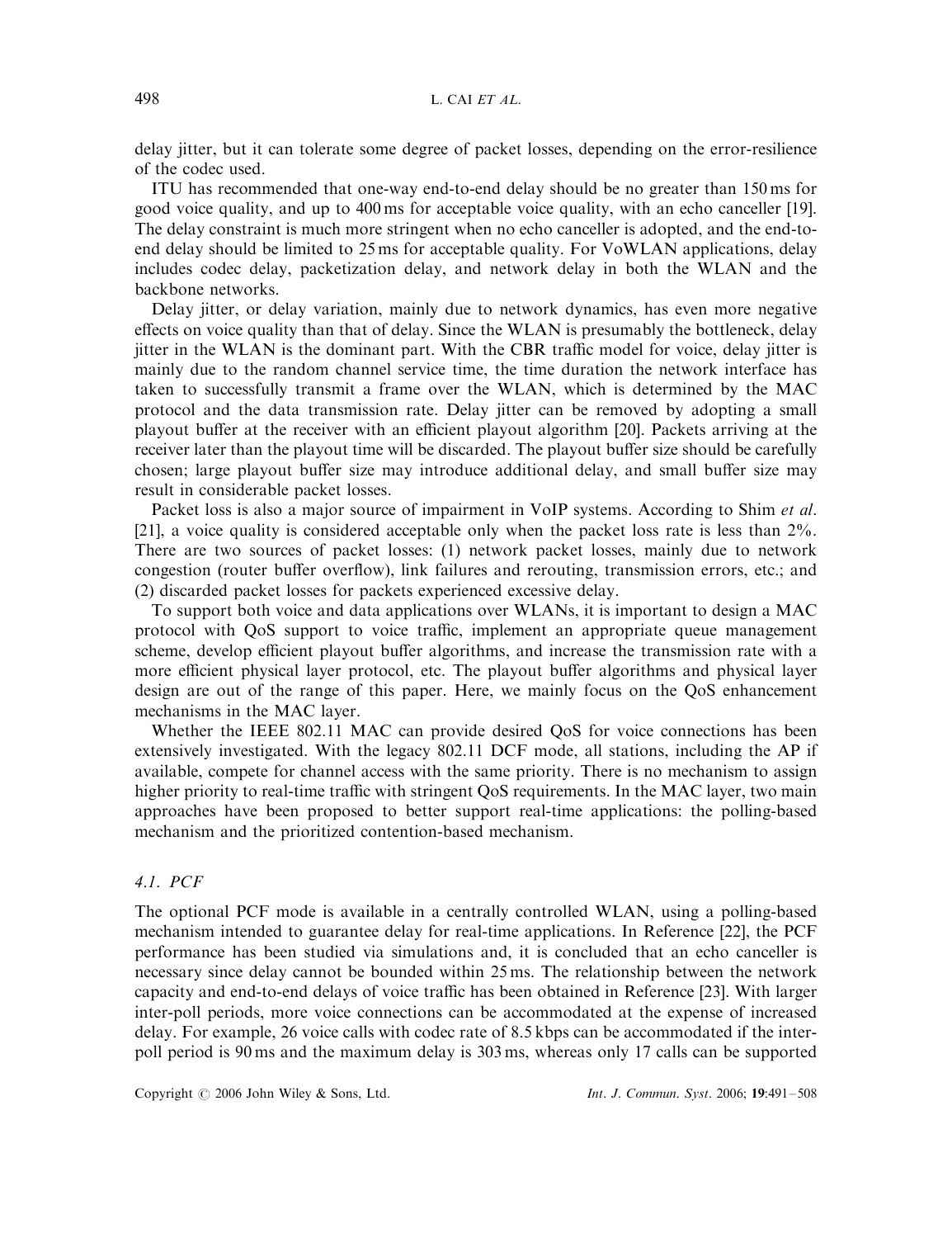delay jitter, but it can tolerate some degree of packet losses, depending on the error-resilience of the codec used.

ITU has recommended that one-way end-to-end delay should be no greater than 150 ms for good voice quality, and up to 400 ms for acceptable voice quality, with an echo canceller [19]. The delay constraint is much more stringent when no echo canceller is adopted, and the end-to-end delay should be limited to 25 ms for acceptable quality. For VoWLAN applications, delay includes codec delay, packetization delay, and network delay in both the WLAN and the backbone networks.

Delay jitter, or delay variation, mainly due to network dynamics, has even more negative effects on voice quality than that of delay. Since the WLAN is presumably the bottleneck, delay jitter in the WLAN is the dominant part. With the CBR traffic model for voice, delay jitter is mainly due to the random channel service time, the time duration the network interface has taken to successfully transmit a frame over the WLAN, which is determined by the MAC protocol and the data transmission rate. Delay jitter can be removed by adopting a small playout buffer at the receiver with an efficient playout algorithm [20]. Packets arriving at the receiver later than the playout time will be discarded. The playout buffer size should be carefully chosen; large playout buffer size may introduce additional delay, and small buffer size may result in considerable packet losses.

Packet loss is also a major source of impairment in VoIP systems. According to Shim *et al.* [21], a voice quality is considered acceptable only when the packet loss rate is less than 2%. There are two sources of packet losses: (1) network packet losses, mainly due to network congestion (router buffer overflow), link failures and rerouting, transmission errors, etc.; and (2) discarded packet losses for packets experienced excessive delay.

To support both voice and data applications over WLANs, it is important to design a MAC protocol with QoS support to voice traffic, implement an appropriate queue management scheme, develop efficient playout buffer algorithms, and increase the transmission rate with a more efficient physical layer protocol, etc. The playout buffer algorithms and physical layer design are out of the range of this paper. Here, we mainly focus on the QoS enhancement mechanisms in the MAC layer.

Whether the IEEE 802.11 MAC can provide desired QoS for voice connections has been extensively investigated. With the legacy 802.11 DCF mode, all stations, including the AP if available, compete for channel access with the same priority. There is no mechanism to assign higher priority to real-time traffic with stringent QoS requirements. In the MAC layer, two main approaches have been proposed to better support real-time applications: the polling-based mechanism and the prioritized contention-based mechanism.

### *4.1. PCF*

The optional PCF mode is available in a centrally controlled WLAN, using a polling-based mechanism intended to guarantee delay for real-time applications. In Reference [22], the PCF performance has been studied via simulations and, it is concluded that an echo canceller is necessary since delay cannot be bounded within 25 ms. The relationship between the network capacity and end-to-end delays of voice traffic has been obtained in Reference [23]. With larger inter-poll periods, more voice connections can be accommodated at the expense of increased delay. For example, 26 voice calls with codec rate of 8.5 kbps can be accommodated if the inter-poll period is 90 ms and the maximum delay is 303 ms, whereas only 17 calls can be supported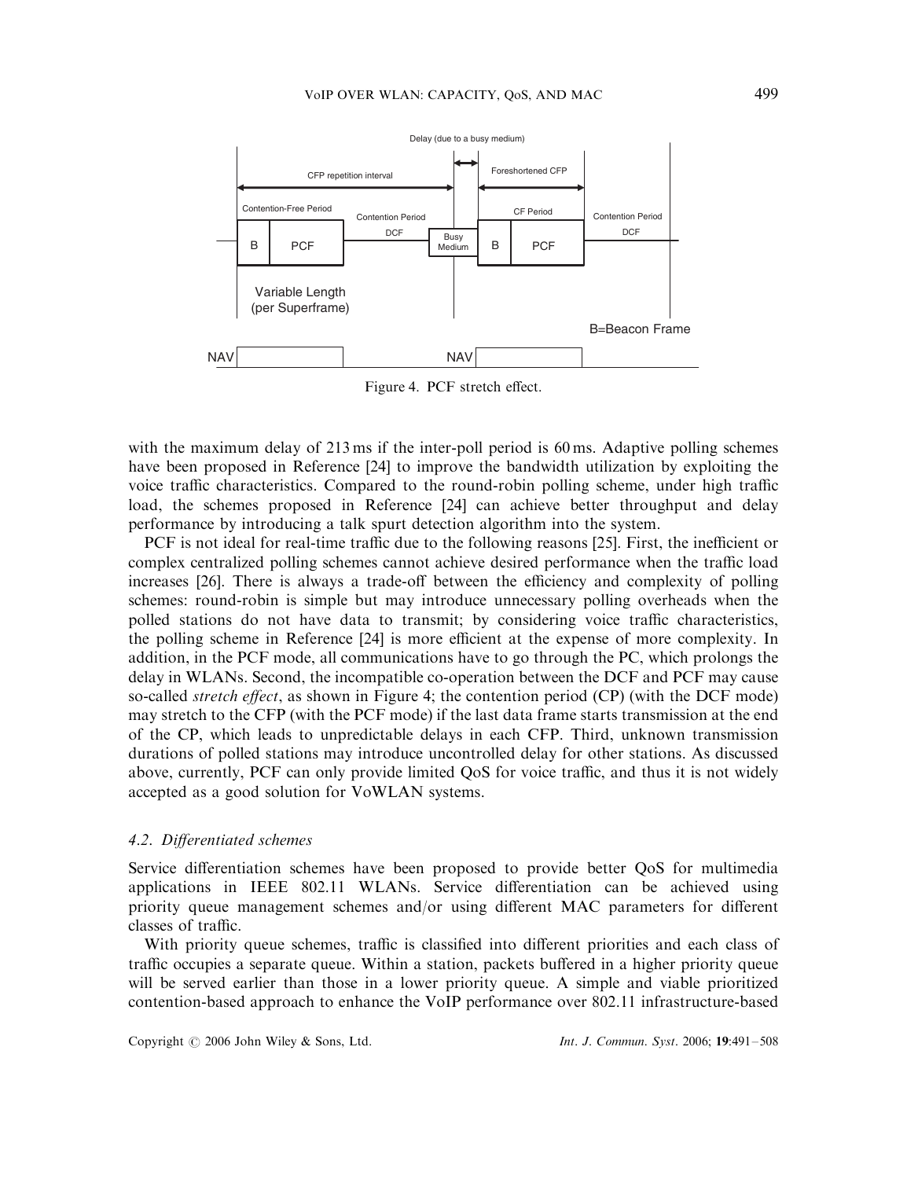Figure 4. PCF stretch effect.

with the maximum delay of 213 ms if the inter-poll period is 60 ms. Adaptive polling schemes have been proposed in Reference [24] to improve the bandwidth utilization by exploiting the voice traffic characteristics. Compared to the round-robin polling scheme, under high traffic load, the schemes proposed in Reference [24] can achieve better throughput and delay performance by introducing a talk spurt detection algorithm into the system.

PCF is not ideal for real-time traffic due to the following reasons [25]. First, the inefficient or complex centralized polling schemes cannot achieve desired performance when the traffic load increases [26]. There is always a trade-off between the efficiency and complexity of polling schemes: round-robin is simple but may introduce unnecessary polling overheads when the polled stations do not have data to transmit; by considering voice traffic characteristics, the polling scheme in Reference [24] is more efficient at the expense of more complexity. In addition, in the PCF mode, all communications have to go through the PC, which prolongs the delay in WLANs. Second, the incompatible co-operation between the DCF and PCF may cause so-called *stretch effect*, as shown in Figure 4; the contention period (CP) (with the DCF mode) may stretch to the CFP (with the PCF mode) if the last data frame starts transmission at the end of the CP, which leads to unpredictable delays in each CFP. Third, unknown transmission durations of polled stations may introduce uncontrolled delay for other stations. As discussed above, currently, PCF can only provide limited QoS for voice traffic, and thus it is not widely accepted as a good solution for VoWLAN systems.

### *4.2. Differentiated schemes*

Service differentiation schemes have been proposed to provide better QoS for multimedia applications in IEEE 802.11 WLANs. Service differentiation can be achieved using priority queue management schemes and/or using different MAC parameters for different classes of traffic.

With priority queue schemes, traffic is classified into different priorities and each class of traffic occupies a separate queue. Within a station, packets buffered in a higher priority queue will be served earlier than those in a lower priority queue. A simple and viable prioritized contention-based approach to enhance the VoIP performance over 802.11 infrastructure-based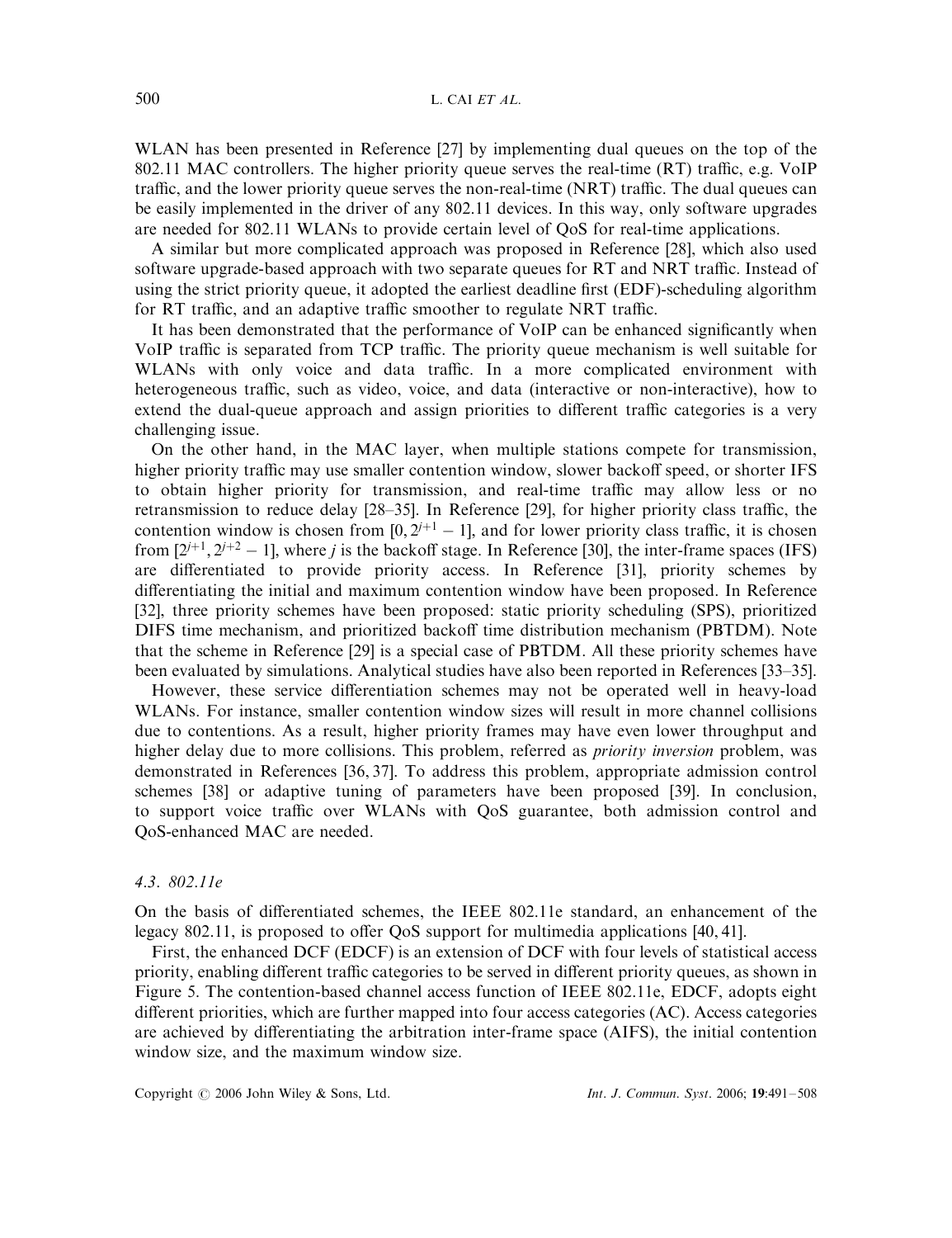WLAN has been presented in Reference [27] by implementing dual queues on the top of the 802.11 MAC controllers. The higher priority queue serves the real-time (RT) traffic, e.g. VoIP traffic, and the lower priority queue serves the non-real-time (NRT) traffic. The dual queues can be easily implemented in the driver of any 802.11 devices. In this way, only software upgrades are needed for 802.11 WLANs to provide certain level of QoS for real-time applications.

A similar but more complicated approach was proposed in Reference [28], which also used software upgrade-based approach with two separate queues for RT and NRT traffic. Instead of using the strict priority queue, it adopted the earliest deadline first (EDF)-scheduling algorithm for RT traffic, and an adaptive traffic smoother to regulate NRT traffic.

It has been demonstrated that the performance of VoIP can be enhanced significantly when VoIP traffic is separated from TCP traffic. The priority queue mechanism is well suitable for WLANs with only voice and data traffic. In a more complicated environment with heterogeneous traffic, such as video, voice, and data (interactive or non-interactive), how to extend the dual-queue approach and assign priorities to different traffic categories is a very challenging issue.

On the other hand, in the MAC layer, when multiple stations compete for transmission, higher priority traffic may use smaller contention window, slower backoff speed, or shorter IFS to obtain higher priority for transmission, and real-time traffic may allow less or no retransmission to reduce delay [28–35]. In Reference [29], for higher priority class traffic, the contention window is chosen from $[0, 2^{j+1} - 1]$, and for lower priority class traffic, it is chosen from $[2^{j+1}, 2^{j+2} - 1]$, where $j$ is the backoff stage. In Reference [30], the inter-frame spaces (IFS) are differentiated to provide priority access. In Reference [31], priority schemes by differentiating the initial and maximum contention window have been proposed. In Reference [32], three priority schemes have been proposed: static priority scheduling (SPS), prioritized DIFS time mechanism, and prioritized backoff time distribution mechanism (PBTDM). Note that the scheme in Reference [29] is a special case of PBTDM. All these priority schemes have been evaluated by simulations. Analytical studies have also been reported in References [33–35].

However, these service differentiation schemes may not be operated well in heavy-load WLANs. For instance, smaller contention window sizes will result in more channel collisions due to contentions. As a result, higher priority frames may have even lower throughput and higher delay due to more collisions. This problem, referred as *priority inversion* problem, was demonstrated in References [36, 37]. To address this problem, appropriate admission control schemes [38] or adaptive tuning of parameters have been proposed [39]. In conclusion, to support voice traffic over WLANs with QoS guarantee, both admission control and QoS-enhanced MAC are needed.

### *4.3. 802.11e*

On the basis of differentiated schemes, the IEEE 802.11e standard, an enhancement of the legacy 802.11, is proposed to offer QoS support for multimedia applications [40, 41].

First, the enhanced DCF (EDCF) is an extension of DCF with four levels of statistical access priority, enabling different traffic categories to be served in different priority queues, as shown in Figure 5. The contention-based channel access function of IEEE 802.11e, EDCF, adopts eight different priorities, which are further mapped into four access categories (AC). Access categories are achieved by differentiating the arbitration inter-frame space (AIFS), the initial contention window size, and the maximum window size.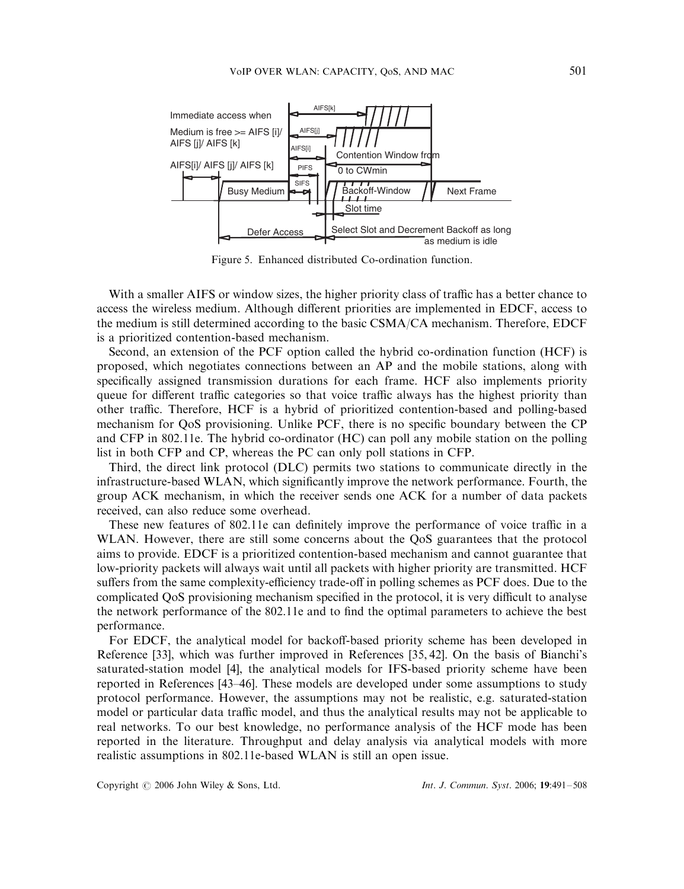Figure 5. Enhanced distributed Co-ordination function.

With a smaller AIFS or window sizes, the higher priority class of traffic has a better chance to access the wireless medium. Although different priorities are implemented in EDCF, access to the medium is still determined according to the basic CSMA/CA mechanism. Therefore, EDCF is a prioritized contention-based mechanism.

Second, an extension of the PCF option called the hybrid co-ordination function (HCF) is proposed, which negotiates connections between an AP and the mobile stations, along with specifically assigned transmission durations for each frame. HCF also implements priority queue for different traffic categories so that voice traffic always has the highest priority than other traffic. Therefore, HCF is a hybrid of prioritized contention-based and polling-based mechanism for QoS provisioning. Unlike PCF, there is no specific boundary between the CP and CFP in 802.11e. The hybrid co-ordinator (HC) can poll any mobile station on the polling list in both CFP and CP, whereas the PC can only poll stations in CFP.

Third, the direct link protocol (DLC) permits two stations to communicate directly in the infrastructure-based WLAN, which significantly improve the network performance. Fourth, the group ACK mechanism, in which the receiver sends one ACK for a number of data packets received, can also reduce some overhead.

These new features of 802.11e can definitely improve the performance of voice traffic in a WLAN. However, there are still some concerns about the QoS guarantees that the protocol aims to provide. EDCF is a prioritized contention-based mechanism and cannot guarantee that low-priority packets will always wait until all packets with higher priority are transmitted. HCF suffers from the same complexity-efficiency trade-off in polling schemes as PCF does. Due to the complicated QoS provisioning mechanism specified in the protocol, it is very difficult to analyse the network performance of the 802.11e and to find the optimal parameters to achieve the best performance.

For EDCF, the analytical model for backoff-based priority scheme has been developed in Reference [33], which was further improved in References [35, 42]. On the basis of Bianchi's saturated-station model [4], the analytical models for IFS-based priority scheme have been reported in References [43–46]. These models are developed under some assumptions to study protocol performance. However, the assumptions may not be realistic, e.g. saturated-station model or particular data traffic model, and thus the analytical results may not be applicable to real networks. To our best knowledge, no performance analysis of the HCF mode has been reported in the literature. Throughput and delay analysis via analytical models with more realistic assumptions in 802.11e-based WLAN is still an open issue.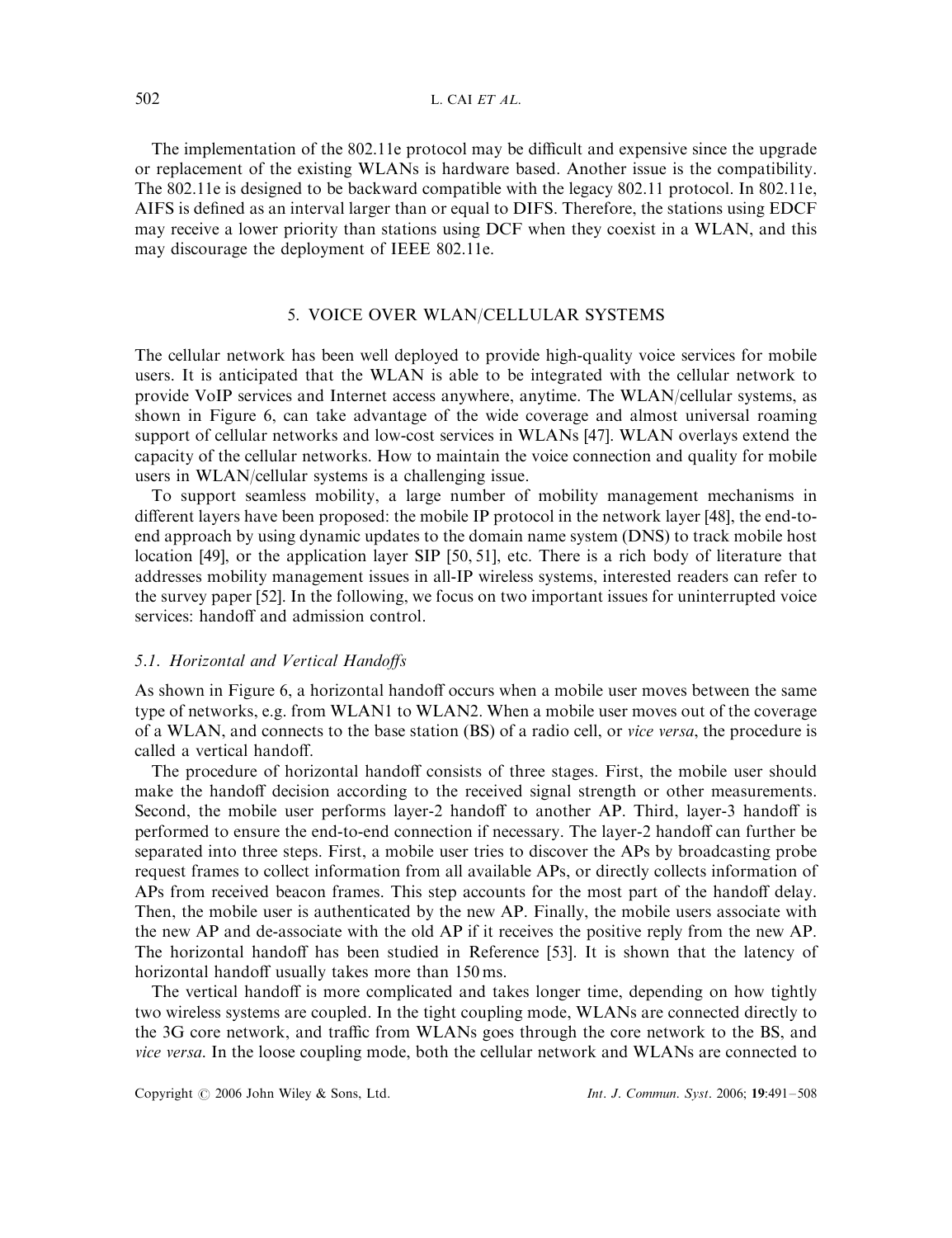The implementation of the 802.11e protocol may be difficult and expensive since the upgrade or replacement of the existing WLANs is hardware based. Another issue is the compatibility. The 802.11e is designed to be backward compatible with the legacy 802.11 protocol. In 802.11e, AIFS is defined as an interval larger than or equal to DIFS. Therefore, the stations using EDCF may receive a lower priority than stations using DCF when they coexist in a WLAN, and this may discourage the deployment of IEEE 802.11e.

## 5. VOICE OVER WLAN/CELLULAR SYSTEMS

The cellular network has been well deployed to provide high-quality voice services for mobile users. It is anticipated that the WLAN is able to be integrated with the cellular network to provide VoIP services and Internet access anywhere, anytime. The WLAN/cellular systems, as shown in Figure 6, can take advantage of the wide coverage and almost universal roaming support of cellular networks and low-cost services in WLANs [47]. WLAN overlays extend the capacity of the cellular networks. How to maintain the voice connection and quality for mobile users in WLAN/cellular systems is a challenging issue.

To support seamless mobility, a large number of mobility management mechanisms in different layers have been proposed: the mobile IP protocol in the network layer [48], the end-to-end approach by using dynamic updates to the domain name system (DNS) to track mobile host location [49], or the application layer SIP [50, 51], etc. There is a rich body of literature that addresses mobility management issues in all-IP wireless systems, interested readers can refer to the survey paper [52]. In the following, we focus on two important issues for uninterrupted voice services: handoff and admission control.

### 5.1. *Horizontal and Vertical Handoffs*

As shown in Figure 6, a horizontal handoff occurs when a mobile user moves between the same type of networks, e.g. from WLAN1 to WLAN2. When a mobile user moves out of the coverage of a WLAN, and connects to the base station (BS) of a radio cell, or *vice versa*, the procedure is called a vertical handoff.

The procedure of horizontal handoff consists of three stages. First, the mobile user should make the handoff decision according to the received signal strength or other measurements. Second, the mobile user performs layer-2 handoff to another AP. Third, layer-3 handoff is performed to ensure the end-to-end connection if necessary. The layer-2 handoff can further be separated into three steps. First, a mobile user tries to discover the APs by broadcasting probe request frames to collect information from all available APs, or directly collects information of APs from received beacon frames. This step accounts for the most part of the handoff delay. Then, the mobile user is authenticated by the new AP. Finally, the mobile users associate with the new AP and de-associate with the old AP if it receives the positive reply from the new AP. The horizontal handoff has been studied in Reference [53]. It is shown that the latency of horizontal handoff usually takes more than 150 ms.

The vertical handoff is more complicated and takes longer time, depending on how tightly two wireless systems are coupled. In the tight coupling mode, WLANs are connected directly to the 3G core network, and traffic from WLANs goes through the core network to the BS, and *vice versa*. In the loose coupling mode, both the cellular network and WLANs are connected to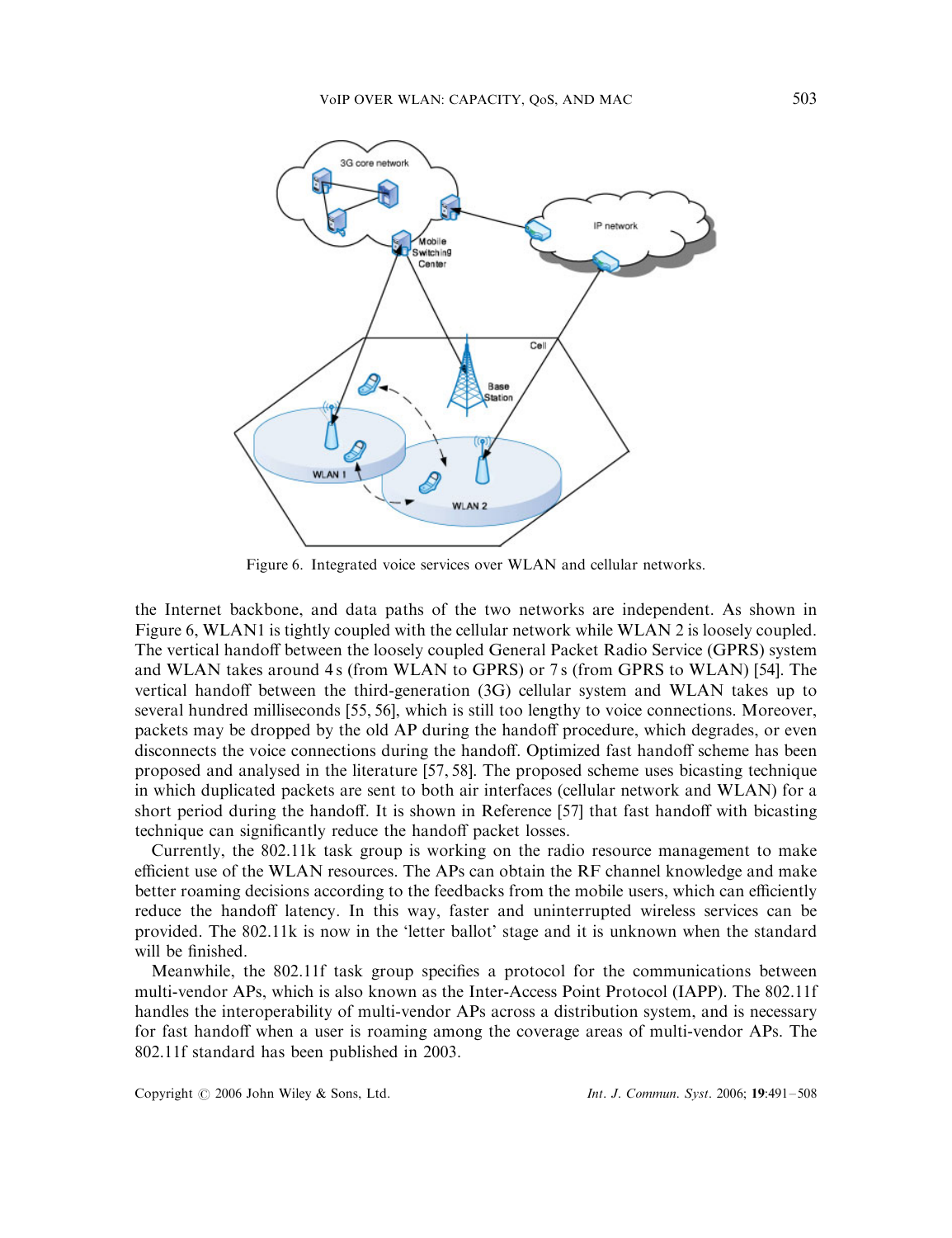Figure 6. Integrated voice services over WLAN and cellular networks.

the Internet backbone, and data paths of the two networks are independent. As shown in Figure 6, WLAN1 is tightly coupled with the cellular network while WLAN 2 is loosely coupled. The vertical handoff between the loosely coupled General Packet Radio Service (GPRS) system and WLAN takes around 4 s (from WLAN to GPRS) or 7 s (from GPRS to WLAN) [54]. The vertical handoff between the third-generation (3G) cellular system and WLAN takes up to several hundred milliseconds [55, 56], which is still too lengthy to voice connections. Moreover, packets may be dropped by the old AP during the handoff procedure, which degrades, or even disconnects the voice connections during the handoff. Optimized fast handoff scheme has been proposed and analysed in the literature [57, 58]. The proposed scheme uses bicasting technique in which duplicated packets are sent to both air interfaces (cellular network and WLAN) for a short period during the handoff. It is shown in Reference [57] that fast handoff with bicasting technique can significantly reduce the handoff packet losses.

Currently, the 802.11k task group is working on the radio resource management to make efficient use of the WLAN resources. The APs can obtain the RF channel knowledge and make better roaming decisions according to the feedbacks from the mobile users, which can efficiently reduce the handoff latency. In this way, faster and uninterrupted wireless services can be provided. The 802.11k is now in the 'letter ballot' stage and it is unknown when the standard will be finished.

Meanwhile, the 802.11f task group specifies a protocol for the communications between multi-vendor APs, which is also known as the Inter-Access Point Protocol (IAPP). The 802.11f handles the interoperability of multi-vendor APs across a distribution system, and is necessary for fast handoff when a user is roaming among the coverage areas of multi-vendor APs. The 802.11f standard has been published in 2003.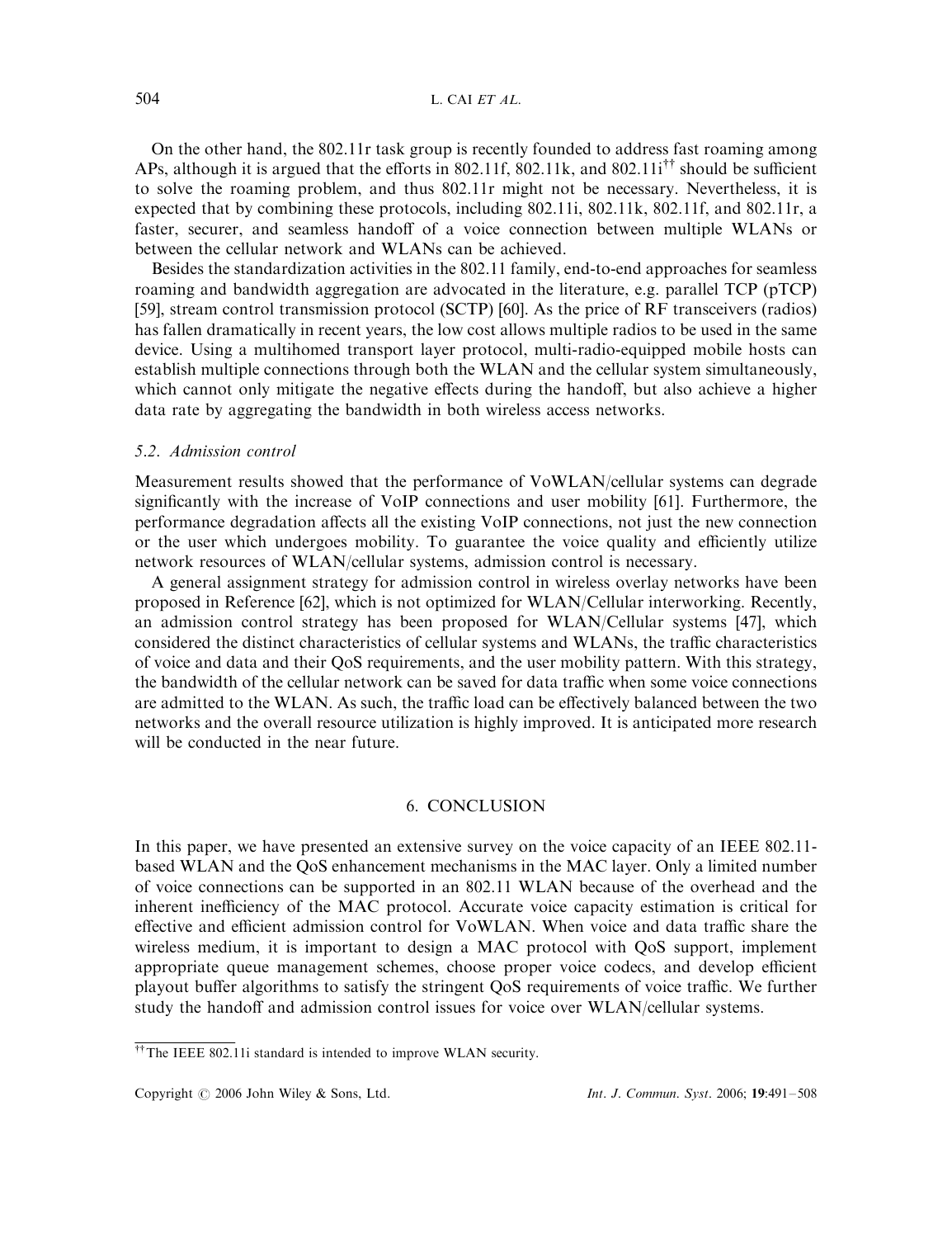On the other hand, the 802.11r task group is recently founded to address fast roaming among APs, although it is argued that the efforts in 802.11f, 802.11k, and 802.11i[††] should be sufficient to solve the roaming problem, and thus 802.11r might not be necessary. Nevertheless, it is expected that by combining these protocols, including 802.11i, 802.11k, 802.11f, and 802.11r, a faster, securer, and seamless handoff of a voice connection between multiple WLANs or between the cellular network and WLANs can be achieved.

Besides the standardization activities in the 802.11 family, end-to-end approaches for seamless roaming and bandwidth aggregation are advocated in the literature, e.g. parallel TCP (pTCP) [59], stream control transmission protocol (SCTP) [60]. As the price of RF transceivers (radios) has fallen dramatically in recent years, the low cost allows multiple radios to be used in the same device. Using a multihomed transport layer protocol, multi-radio-equipped mobile hosts can establish multiple connections through both the WLAN and the cellular system simultaneously, which cannot only mitigate the negative effects during the handoff, but also achieve a higher data rate by aggregating the bandwidth in both wireless access networks.

### 5.2. Admission control

Measurement results showed that the performance of VoWLAN/cellular systems can degrade significantly with the increase of VoIP connections and user mobility [61]. Furthermore, the performance degradation affects all the existing VoIP connections, not just the new connection or the user which undergoes mobility. To guarantee the voice quality and efficiently utilize network resources of WLAN/cellular systems, admission control is necessary.

A general assignment strategy for admission control in wireless overlay networks have been proposed in Reference [62], which is not optimized for WLAN/Cellular interworking. Recently, an admission control strategy has been proposed for WLAN/Cellular systems [47], which considered the distinct characteristics of cellular systems and WLANs, the traffic characteristics of voice and data and their QoS requirements, and the user mobility pattern. With this strategy, the bandwidth of the cellular network can be saved for data traffic when some voice connections are admitted to the WLAN. As such, the traffic load can be effectively balanced between the two networks and the overall resource utilization is highly improved. It is anticipated more research will be conducted in the near future.

## 6. CONCLUSION

In this paper, we have presented an extensive survey on the voice capacity of an IEEE 802.11-based WLAN and the QoS enhancement mechanisms in the MAC layer. Only a limited number of voice connections can be supported in an 802.11 WLAN because of the overhead and the inherent inefficiency of the MAC protocol. Accurate voice capacity estimation is critical for effective and efficient admission control for VoWLAN. When voice and data traffic share the wireless medium, it is important to design a MAC protocol with QoS support, implement appropriate queue management schemes, choose proper voice codecs, and develop efficient playout buffer algorithms to satisfy the stringent QoS requirements of voice traffic. We further study the handoff and admission control issues for voice over WLAN/cellular systems.

[††] The IEEE 802.11i standard is intended to improve WLAN security.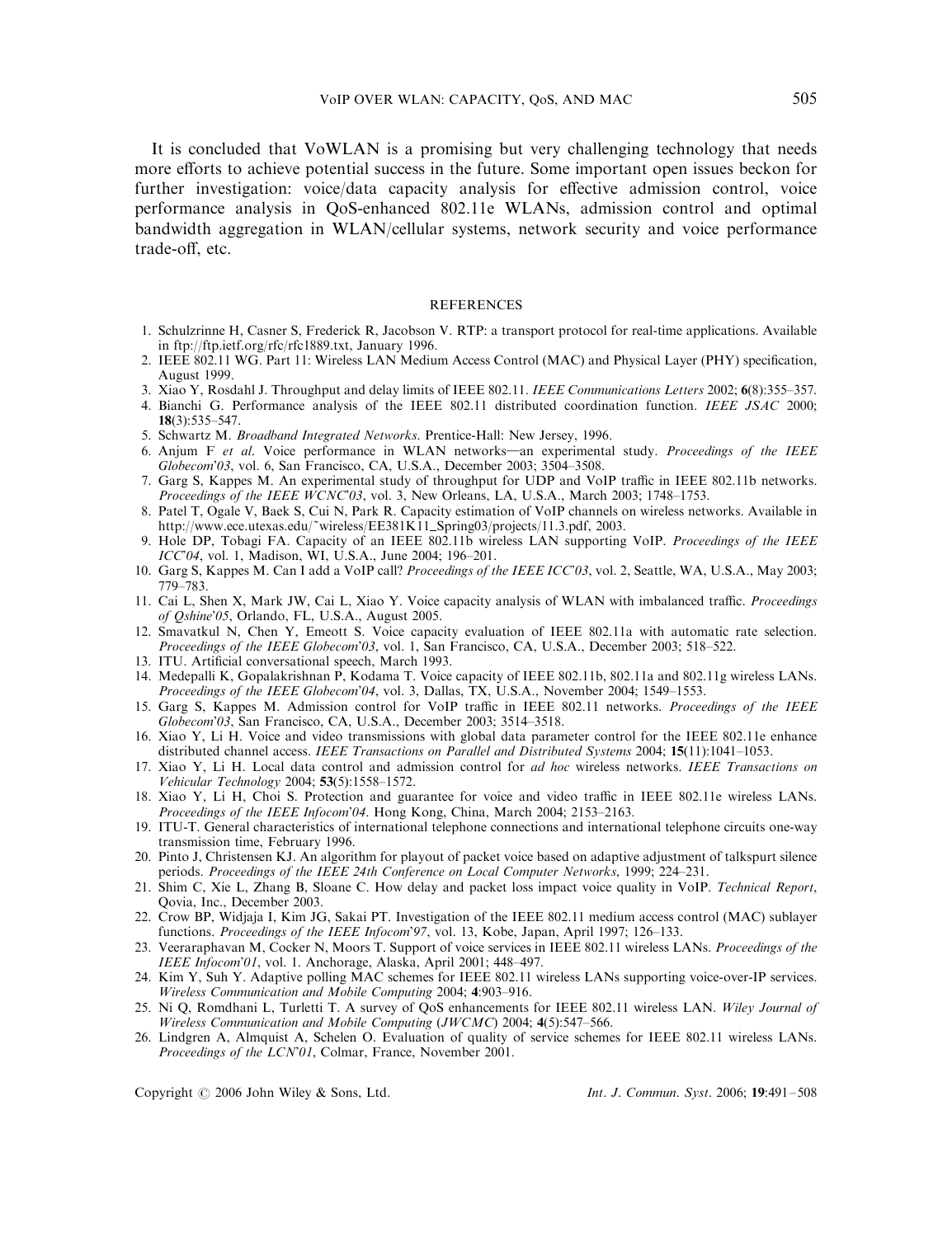It is concluded that VoWLAN is a promising but very challenging technology that needs more efforts to achieve potential success in the future. Some important open issues beckon for further investigation: voice/data capacity analysis for effective admission control, voice performance analysis in QoS-enhanced 802.11e WLANs, admission control and optimal bandwidth aggregation in WLAN/cellular systems, network security and voice performance trade-off, etc.

## REFERENCES

1. Schulzrinne H, Casner S, Frederick R, Jacobson V. RTP: a transport protocol for real-time applications. Available in ftp://ftp.ietf.org/rfc/rfc1889.txt, January 1996.
2. IEEE 802.11 WG. Part 11: Wireless LAN Medium Access Control (MAC) and Physical Layer (PHY) specification, August 1999.
3. Xiao Y, Rosdahl J. Throughput and delay limits of IEEE 802.11. *IEEE Communications Letters* 2002; **6**(8):355–357.
4. Bianchi G. Performance analysis of the IEEE 802.11 distributed coordination function. *IEEE JSAC* 2000; **18**(3):535–547.
5. Schwartz M. *Broadband Integrated Networks*. Prentice-Hall: New Jersey, 1996.
6. Anjum F *et al*. Voice performance in WLAN networks—an experimental study. *Proceedings of the IEEE Globecom'03*, vol. 6, San Francisco, CA, U.S.A., December 2003; 3504–3508.
7. Garg S, Kappes M. An experimental study of throughput for UDP and VoIP traffic in IEEE 802.11b networks. *Proceedings of the IEEE WCNC'03*, vol. 3, New Orleans, LA, U.S.A., March 2003; 1748–1753.
8. Patel T, Ogale V, Baek S, Cui N, Park R. Capacity estimation of VoIP channels on wireless networks. Available in http://www.ece.utexas.edu/~wireless/EE381K11_Spring03/projects/11.3.pdf, 2003.
9. Hole DP, Tobagi FA. Capacity of an IEEE 802.11b wireless LAN supporting VoIP. *Proceedings of the IEEE ICC'04*, vol. 1, Madison, WI, U.S.A., June 2004; 196–201.
10. Garg S, Kappes M. Can I add a VoIP call? *Proceedings of the IEEE ICC'03*, vol. 2, Seattle, WA, U.S.A., May 2003; 779–783.
11. Cai L, Shen X, Mark JW, Cai L, Xiao Y. Voice capacity analysis of WLAN with imbalanced traffic. *Proceedings of Qshine'05*, Orlando, FL, U.S.A., August 2005.
12. Smavatkul N, Chen Y, Emeott S. Voice capacity evaluation of IEEE 802.11a with automatic rate selection. *Proceedings of the IEEE Globecom'03*, vol. 1, San Francisco, CA, U.S.A., December 2003; 518–522.
13. ITU. Artificial conversational speech, March 1993.
14. Medepalli K, Gopalakrishnan P, Kodama T. Voice capacity of IEEE 802.11b, 802.11a and 802.11g wireless LANs. *Proceedings of the IEEE Globecom'04*, vol. 3, Dallas, TX, U.S.A., November 2004; 1549–1553.
15. Garg S, Kappes M. Admission control for VoIP traffic in IEEE 802.11 networks. *Proceedings of the IEEE Globecom'03*, San Francisco, CA, U.S.A., December 2003; 3514–3518.
16. Xiao Y, Li H. Voice and video transmissions with global data parameter control for the IEEE 802.11e enhance distributed channel access. *IEEE Transactions on Parallel and Distributed Systems* 2004; **15**(11):1041–1053.
17. Xiao Y, Li H. Local data control and admission control for *ad hoc* wireless networks. *IEEE Transactions on Vehicular Technology* 2004; **53**(5):1558–1572.
18. Xiao Y, Li H, Choi S. Protection and guarantee for voice and video traffic in IEEE 802.11e wireless LANs. *Proceedings of the IEEE Infocom'04*. Hong Kong, China, March 2004; 2153–2163.
19. ITU-T. General characteristics of international telephone connections and international telephone circuits one-way transmission time, February 1996.
20. Pinto J, Christensen KJ. An algorithm for playout of packet voice based on adaptive adjustment of talkspurt silence periods. *Proceedings of the IEEE 24th Conference on Local Computer Networks*, 1999; 224–231.
21. Shim C, Xie L, Zhang B, Sloane C. How delay and packet loss impact voice quality in VoIP. *Technical Report*, Qovia, Inc., December 2003.
22. Crow BP, Widjaja I, Kim JG, Sakai PT. Investigation of the IEEE 802.11 medium access control (MAC) sublayer functions. *Proceedings of the IEEE Infocom'97*, vol. 13, Kobe, Japan, April 1997; 126–133.
23. Veeraraphavan M, Cocker N, Moors T. Support of voice services in IEEE 802.11 wireless LANs. *Proceedings of the IEEE Infocom'01*, vol. 1. Anchorage, Alaska, April 2001; 448–497.
24. Kim Y, Suh Y. Adaptive polling MAC schemes for IEEE 802.11 wireless LANs supporting voice-over-IP services. *Wireless Communication and Mobile Computing* 2004; **4**:903–916.
25. Ni Q, Romdhani L, Turletti T. A survey of QoS enhancements for IEEE 802.11 wireless LAN. *Wiley Journal of Wireless Communication and Mobile Computing* (*JWCMC*) 2004; **4**(5):547–566.
26. Lindgren A, Almquist A, Schelen O. Evaluation of quality of service schemes for IEEE 802.11 wireless LANs. *Proceedings of the LCN'01*, Colmar, France, November 2001.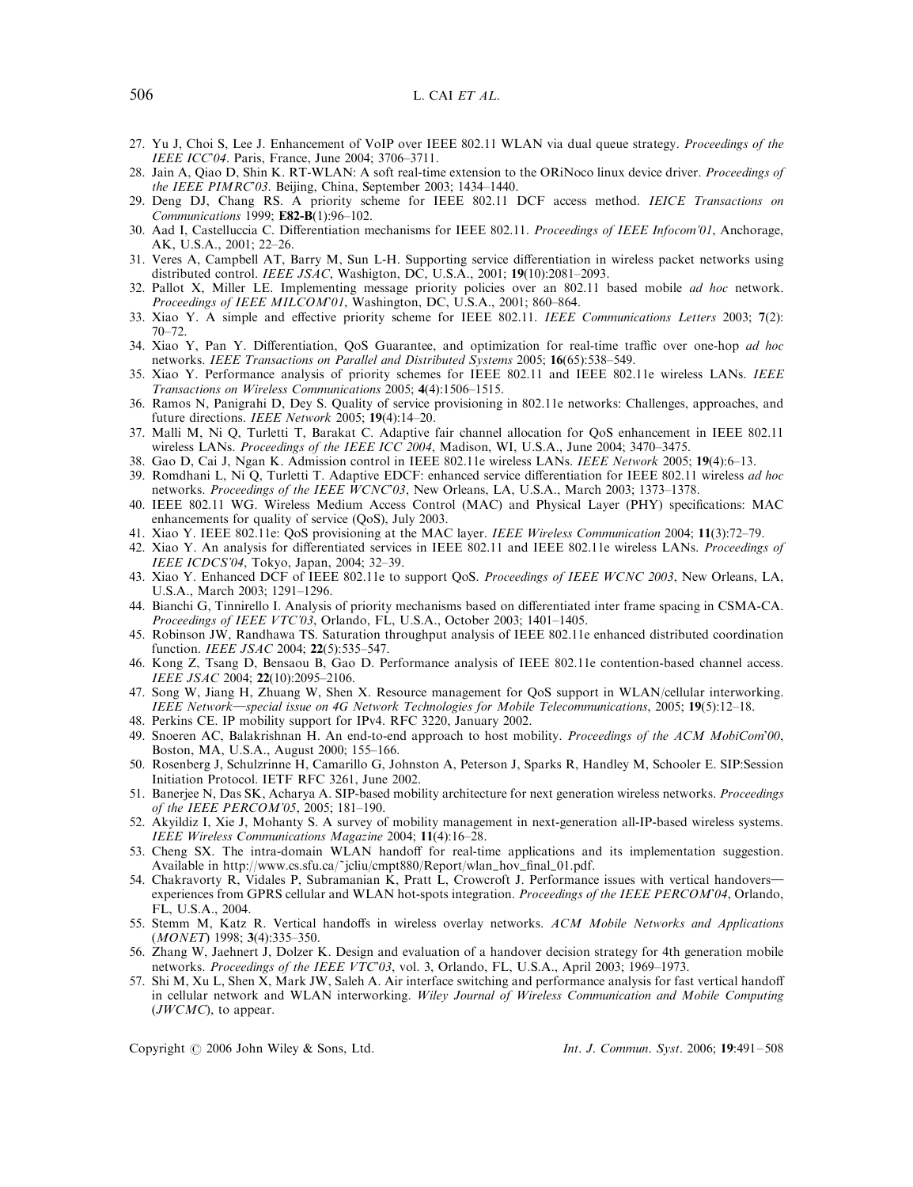27. Yu J, Choi S, Lee J. Enhancement of VoIP over IEEE 802.11 WLAN via dual queue strategy. *Proceedings of the IEEE ICC'04*. Paris, France, June 2004; 3706–3711.
28. Jain A, Qiao D, Shin K. RT-WLAN: A soft real-time extension to the ORiNoco linux device driver. *Proceedings of the IEEE PIMRC'03*. Beijing, China, September 2003; 1434–1440.
29. Deng DJ, Chang RS. A priority scheme for IEEE 802.11 DCF access method. *IEICE Transactions on Communications* 1999; **E82-B**(1):96–102.
30. Aad I, Castelluccia C. Differentiation mechanisms for IEEE 802.11. *Proceedings of IEEE Infocom'01*, Anchorage, AK, U.S.A., 2001; 22–26.
31. Veres A, Campbell AT, Barry M, Sun L-H. Supporting service differentiation in wireless packet networks using distributed control. *IEEE JSAC*, Washigton, DC, U.S.A., 2001; **19**(10):2081–2093.
32. Pallot X, Miller LE. Implementing message priority policies over an 802.11 based mobile *ad hoc* network. *Proceedings of IEEE MILCOM'01*, Washington, DC, U.S.A., 2001; 860–864.
33. Xiao Y. A simple and effective priority scheme for IEEE 802.11. *IEEE Communications Letters* 2003; **7**(2): 70–72.
34. Xiao Y, Pan Y. Differentiation, QoS Guarantee, and optimization for real-time traffic over one-hop *ad hoc* networks. *IEEE Transactions on Parallel and Distributed Systems* 2005; **16**(65):538–549.
35. Xiao Y. Performance analysis of priority schemes for IEEE 802.11 and IEEE 802.11e wireless LANs. *IEEE Transactions on Wireless Communications* 2005; **4**(4):1506–1515.
36. Ramos N, Panigrahi D, Dey S. Quality of service provisioning in 802.11e networks: Challenges, approaches, and future directions. *IEEE Network* 2005; **19**(4):14–20.
37. Malli M, Ni Q, Turletti T, Barakat C. Adaptive fair channel allocation for QoS enhancement in IEEE 802.11 wireless LANs. *Proceedings of the IEEE ICC 2004*, Madison, WI, U.S.A., June 2004; 3470–3475.
38. Gao D, Cai J, Ngan K. Admission control in IEEE 802.11e wireless LANs. *IEEE Network* 2005; **19**(4):6–13.
39. Romdhani L, Ni Q, Turletti T. Adaptive EDCF: enhanced service differentiation for IEEE 802.11 wireless *ad hoc* networks. *Proceedings of the IEEE WCNC'03*, New Orleans, LA, U.S.A., March 2003; 1373–1378.
40. IEEE 802.11 WG. Wireless Medium Access Control (MAC) and Physical Layer (PHY) specifications: MAC enhancements for quality of service (QoS), July 2003.
41. Xiao Y. IEEE 802.11e: QoS provisioning at the MAC layer. *IEEE Wireless Communication* 2004; **11**(3):72–79.
42. Xiao Y. An analysis for differentiated services in IEEE 802.11 and IEEE 802.11e wireless LANs. *Proceedings of IEEE ICDCS'04*, Tokyo, Japan, 2004; 32–39.
43. Xiao Y. Enhanced DCF of IEEE 802.11e to support QoS. *Proceedings of IEEE WCNC 2003*, New Orleans, LA, U.S.A., March 2003; 1291–1296.
44. Bianchi G, Tinnirello I. Analysis of priority mechanisms based on differentiated inter frame spacing in CSMA-CA. *Proceedings of IEEE VTC'03*, Orlando, FL, U.S.A., October 2003; 1401–1405.
45. Robinson JW, Randhawa TS. Saturation throughput analysis of IEEE 802.11e enhanced distributed coordination function. *IEEE JSAC* 2004; **22**(5):535–547.
46. Kong Z, Tsang D, Bensaou B, Gao D. Performance analysis of IEEE 802.11e contention-based channel access. *IEEE JSAC* 2004; **22**(10):2095–2106.
47. Song W, Jiang H, Zhuang W, Shen X. Resource management for QoS support in WLAN/cellular interworking. *IEEE Network—special issue on 4G Network Technologies for Mobile Telecommunications*, 2005; **19**(5):12–18.
48. Perkins CE. IP mobility support for IPv4. RFC 3220, January 2002.
49. Snoeren AC, Balakrishnan H. An end-to-end approach to host mobility. *Proceedings of the ACM MobiCom'00*, Boston, MA, U.S.A., August 2000; 155–166.
50. Rosenberg J, Schulzrinne H, Camarillo G, Johnston A, Peterson J, Sparks R, Handley M, Schooler E. SIP:Session Initiation Protocol. IETF RFC 3261, June 2002.
51. Banerjee N, Das SK, Acharya A. SIP-based mobility architecture for next generation wireless networks. *Proceedings of the IEEE PERCOM'05*, 2005; 181–190.
52. Akyildiz I, Xie J, Mohanty S. A survey of mobility management in next-generation all-IP-based wireless systems. *IEEE Wireless Communications Magazine* 2004; **11**(4):16–28.
53. Cheng SX. The intra-domain WLAN handoff for real-time applications and its implementation suggestion. Available in http://www.cs.sfu.ca/~jcliu/cmpt880/Report/wlan_hov_final_01.pdf.
54. Chakravorty R, Vidales P, Subramanian K, Pratt L, Crowcroft J. Performance issues with vertical handovers—experiences from GPRS cellular and WLAN hot-spots integration. *Proceedings of the IEEE PERCOM'04*, Orlando, FL, U.S.A., 2004.
55. Stemm M, Katz R. Vertical handoffs in wireless overlay networks. *ACM Mobile Networks and Applications* (*MONET*) 1998; **3**(4):335–350.
56. Zhang W, Jaehnert J, Dolzer K. Design and evaluation of a handover decision strategy for 4th generation mobile networks. *Proceedings of the IEEE VTC'03*, vol. 3, Orlando, FL, U.S.A., April 2003; 1969–1973.
57. Shi M, Xu L, Shen X, Mark JW, Saleh A. Air interface switching and performance analysis for fast vertical handoff in cellular network and WLAN interworking. *Wiley Journal of Wireless Communication and Mobile Computing* (*JWCMC*), to appear.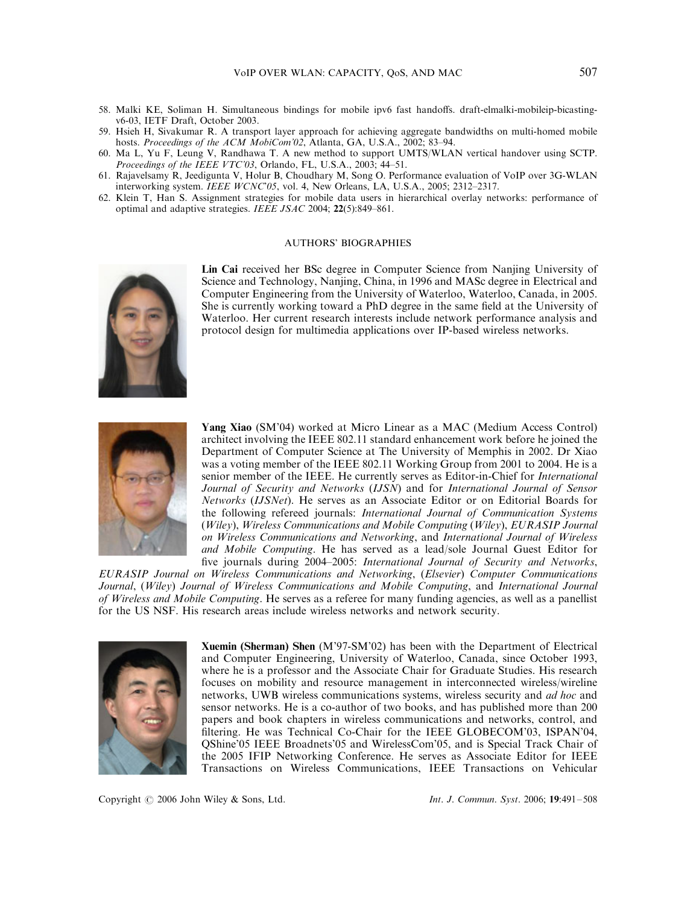58. Malki KE, Soliman H. Simultaneous bindings for mobile ipv6 fast handoffs. draft-elmalki-mobileip-bicasting-v6-03, IETF Draft, October 2003.
59. Hsieh H, Sivakumar R. A transport layer approach for achieving aggregate bandwidths on multi-homed mobile hosts. *Proceedings of the ACM MobiCom'02*, Atlanta, GA, U.S.A., 2002; 83–94.
60. Ma L, Yu F, Leung V, Randhawa T. A new method to support UMTS/WLAN vertical handover using SCTP. *Proceedings of the IEEE VTC'03*, Orlando, FL, U.S.A., 2003; 44–51.
61. Rajavelsamy R, Jeedigunta V, Holur B, Choudhary M, Song O. Performance evaluation of VoIP over 3G-WLAN interworking system. *IEEE WCNC'05*, vol. 4, New Orleans, LA, U.S.A., 2005; 2312–2317.
62. Klein T, Han S. Assignment strategies for mobile data users in hierarchical overlay networks: performance of optimal and adaptive strategies. *IEEE JSAC* 2004; **22**(5):849–861.

## AUTHORS' BIOGRAPHIES

**Lin Cai** received her BSc degree in Computer Science from Nanjing University of Science and Technology, Nanjing, China, in 1996 and MASc degree in Electrical and Computer Engineering from the University of Waterloo, Waterloo, Canada, in 2005. She is currently working toward a PhD degree in the same field at the University of Waterloo. Her current research interests include network performance analysis and protocol design for multimedia applications over IP-based wireless networks.

**Yang Xiao** (SM'04) worked at Micro Linear as a MAC (Medium Access Control) architect involving the IEEE 802.11 standard enhancement work before he joined the Department of Computer Science at The University of Memphis in 2002. Dr Xiao was a voting member of the IEEE 802.11 Working Group from 2001 to 2004. He is a senior member of the IEEE. He currently serves as Editor-in-Chief for *International Journal of Security and Networks* (*IJSN*) and for *International Journal of Sensor Networks* (*IJSNet*). He serves as an Associate Editor or on Editorial Boards for the following refereed journals: *International Journal of Communication Systems* (*Wiley*), *Wireless Communications and Mobile Computing* (*Wiley*), *EURASIP Journal on Wireless Communications and Networking*, and *International Journal of Wireless and Mobile Computing*. He has served as a lead/sole Journal Guest Editor for five journals during 2004–2005: *International Journal of Security and Networks*, *EURASIP Journal on Wireless Communications and Networking*, (*Elsevier*) *Computer Communications Journal*, (*Wiley*) *Journal of Wireless Communications and Mobile Computing*, and *International Journal of Wireless and Mobile Computing*. He serves as a referee for many funding agencies, as well as a panellist for the US NSF. His research areas include wireless networks and network security.

**Xuemin (Sherman) Shen** (M'97-SM'02) has been with the Department of Electrical and Computer Engineering, University of Waterloo, Canada, since October 1993, where he is a professor and the Associate Chair for Graduate Studies. His research focuses on mobility and resource management in interconnected wireless/wireline networks, UWB wireless communications systems, wireless security and *ad hoc* and sensor networks. He is a co-author of two books, and has published more than 200 papers and book chapters in wireless communications and networks, control, and filtering. He was Technical Co-Chair for the IEEE GLOBECOM'03, ISPAN'04, QShine'05 IEEE Broadnets'05 and WirelessCom'05, and is Special Track Chair of the 2005 IFIP Networking Conference. He serves as Associate Editor for IEEE Transactions on Wireless Communications, IEEE Transactions on Vehicular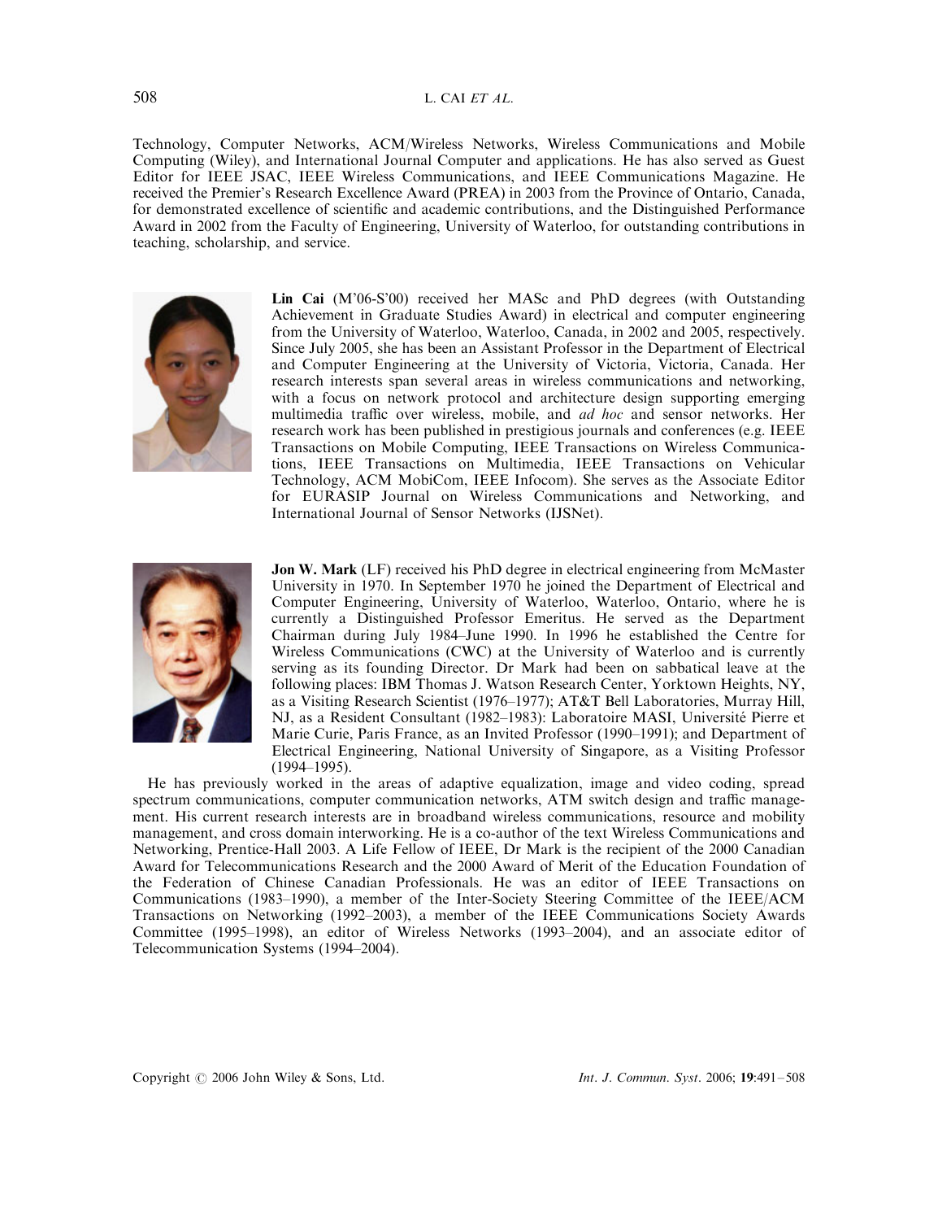Technology, Computer Networks, ACM/Wireless Networks, Wireless Communications and Mobile Computing (Wiley), and International Journal Computer and applications. He has also served as Guest Editor for IEEE JSAC, IEEE Wireless Communications, and IEEE Communications Magazine. He received the Premier's Research Excellence Award (PREA) in 2003 from the Province of Ontario, Canada, for demonstrated excellence of scientific and academic contributions, and the Distinguished Performance Award in 2002 from the Faculty of Engineering, University of Waterloo, for outstanding contributions in teaching, scholarship, and service.

**Lin Cai** (M'06-S'00) received her MASc and PhD degrees (with Outstanding Achievement in Graduate Studies Award) in electrical and computer engineering from the University of Waterloo, Waterloo, Canada, in 2002 and 2005, respectively. Since July 2005, she has been an Assistant Professor in the Department of Electrical and Computer Engineering at the University of Victoria, Victoria, Canada. Her research interests span several areas in wireless communications and networking, with a focus on network protocol and architecture design supporting emerging multimedia traffic over wireless, mobile, and *ad hoc* and sensor networks. Her research work has been published in prestigious journals and conferences (e.g. IEEE Transactions on Mobile Computing, IEEE Transactions on Wireless Communications, IEEE Transactions on Multimedia, IEEE Transactions on Vehicular Technology, ACM MobiCom, IEEE Infocom). She serves as the Associate Editor for EURASIP Journal on Wireless Communications and Networking, and International Journal of Sensor Networks (IJSNet).

**Jon W. Mark** (LF) received his PhD degree in electrical engineering from McMaster University in 1970. In September 1970 he joined the Department of Electrical and Computer Engineering, University of Waterloo, Waterloo, Ontario, where he is currently a Distinguished Professor Emeritus. He served as the Department Chairman during July 1984–June 1990. In 1996 he established the Centre for Wireless Communications (CWC) at the University of Waterloo and is currently serving as its founding Director. Dr Mark had been on sabbatical leave at the following places: IBM Thomas J. Watson Research Center, Yorktown Heights, NY, as a Visiting Research Scientist (1976–1977); AT&T Bell Laboratories, Murray Hill, NJ, as a Resident Consultant (1982–1983): Laboratoire MASI, Université Pierre et Marie Curie, Paris France, as an Invited Professor (1990–1991); and Department of Electrical Engineering, National University of Singapore, as a Visiting Professor (1994–1995).

He has previously worked in the areas of adaptive equalization, image and video coding, spread spectrum communications, computer communication networks, ATM switch design and traffic management. His current research interests are in broadband wireless communications, resource and mobility management, and cross domain interworking. He is a co-author of the text Wireless Communications and Networking, Prentice-Hall 2003. A Life Fellow of IEEE, Dr Mark is the recipient of the 2000 Canadian Award for Telecommunications Research and the 2000 Award of Merit of the Education Foundation of the Federation of Chinese Canadian Professionals. He was an editor of IEEE Transactions on Communications (1983–1990), a member of the Inter-Society Steering Committee of the IEEE/ACM Transactions on Networking (1992–2003), a member of the IEEE Communications Society Awards Committee (1995–1998), an editor of Wireless Networks (1993–2004), and an associate editor of Telecommunication Systems (1994–2004).

Copyright © 2006 John Wiley & Sons, Ltd.